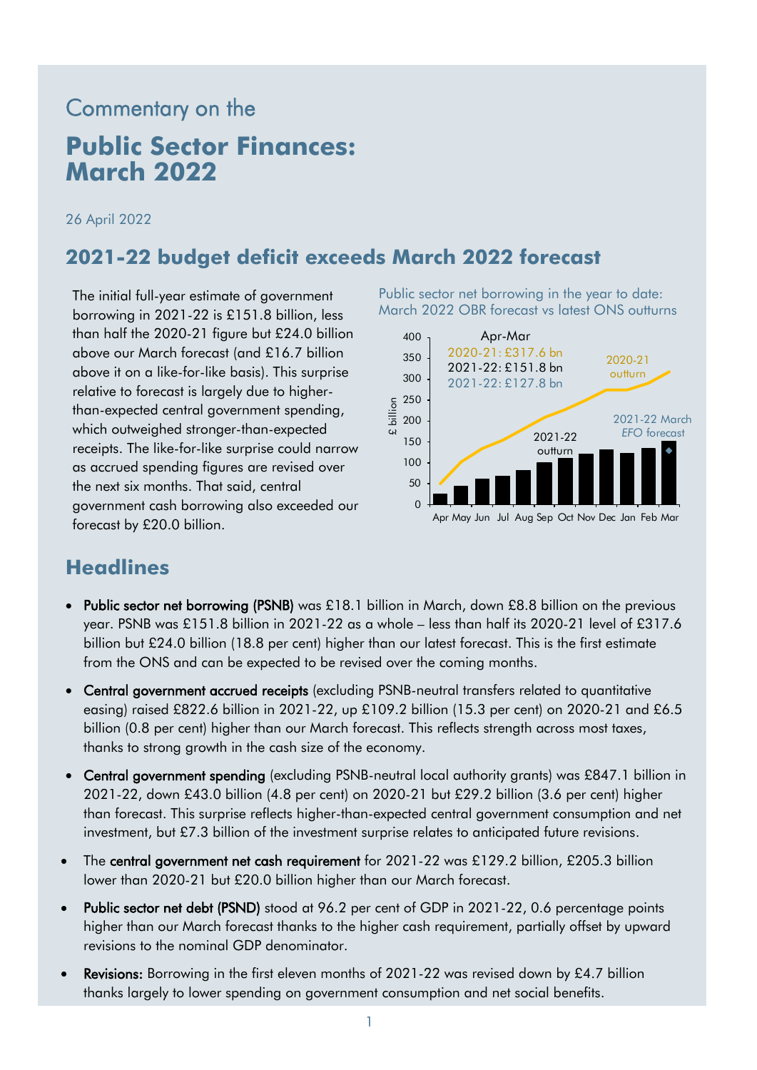Commentary on the

# Public Sector Finances: March 2022

26 April 2022

## 2021-22 budget deficit exceeds March 2022 forecast

The initial full-year estimate of government borrowing in 2021-22 is £151.8 billion, less than half the 2020-21 figure but £24.0 billion above our March forecast (and £16.7 billion above it on a like-for-like basis). This surprise relative to forecast is largely due to higher-than-expected central government spending, which outweighed stronger-than-expected receipts. The like-for-like surprise could narrow as accrued spending figures are revised over the next six months. That said, central government cash borrowing also exceeded our forecast by £20.0 billion.

Public sector net borrowing in the year to date: March 2022 OBR forecast vs latest ONS outturns

## Headlines

- **Public sector net borrowing (PSNB)** was £18.1 billion in March, down £8.8 billion on the previous year. PSNB was £151.8 billion in 2021-22 as a whole – less than half its 2020-21 level of £317.6 billion but £24.0 billion (18.8 per cent) higher than our latest forecast. This is the first estimate from the ONS and can be expected to be revised over the coming months.
- **Central government accrued receipts** (excluding PSNB-neutral transfers related to quantitative easing) raised £822.6 billion in 2021-22, up £109.2 billion (15.3 per cent) on 2020-21 and £6.5 billion (0.8 per cent) higher than our March forecast. This reflects strength across most taxes, thanks to strong growth in the cash size of the economy.
- **Central government spending** (excluding PSNB-neutral local authority grants) was £847.1 billion in 2021-22, down £43.0 billion (4.8 per cent) on 2020-21 but £29.2 billion (3.6 per cent) higher than forecast. This surprise reflects higher-than-expected central government consumption and net investment, but £7.3 billion of the investment surprise relates to anticipated future revisions.
- The **central government net cash requirement** for 2021-22 was £129.2 billion, £205.3 billion lower than 2020-21 but £20.0 billion higher than our March forecast.
- **Public sector net debt (PSND)** stood at 96.2 per cent of GDP in 2021-22, 0.6 percentage points higher than our March forecast thanks to the higher cash requirement, partially offset by upward revisions to the nominal GDP denominator.
- **Revisions:** Borrowing in the first eleven months of 2021-22 was revised down by £4.7 billion thanks largely to lower spending on government consumption and net social benefits.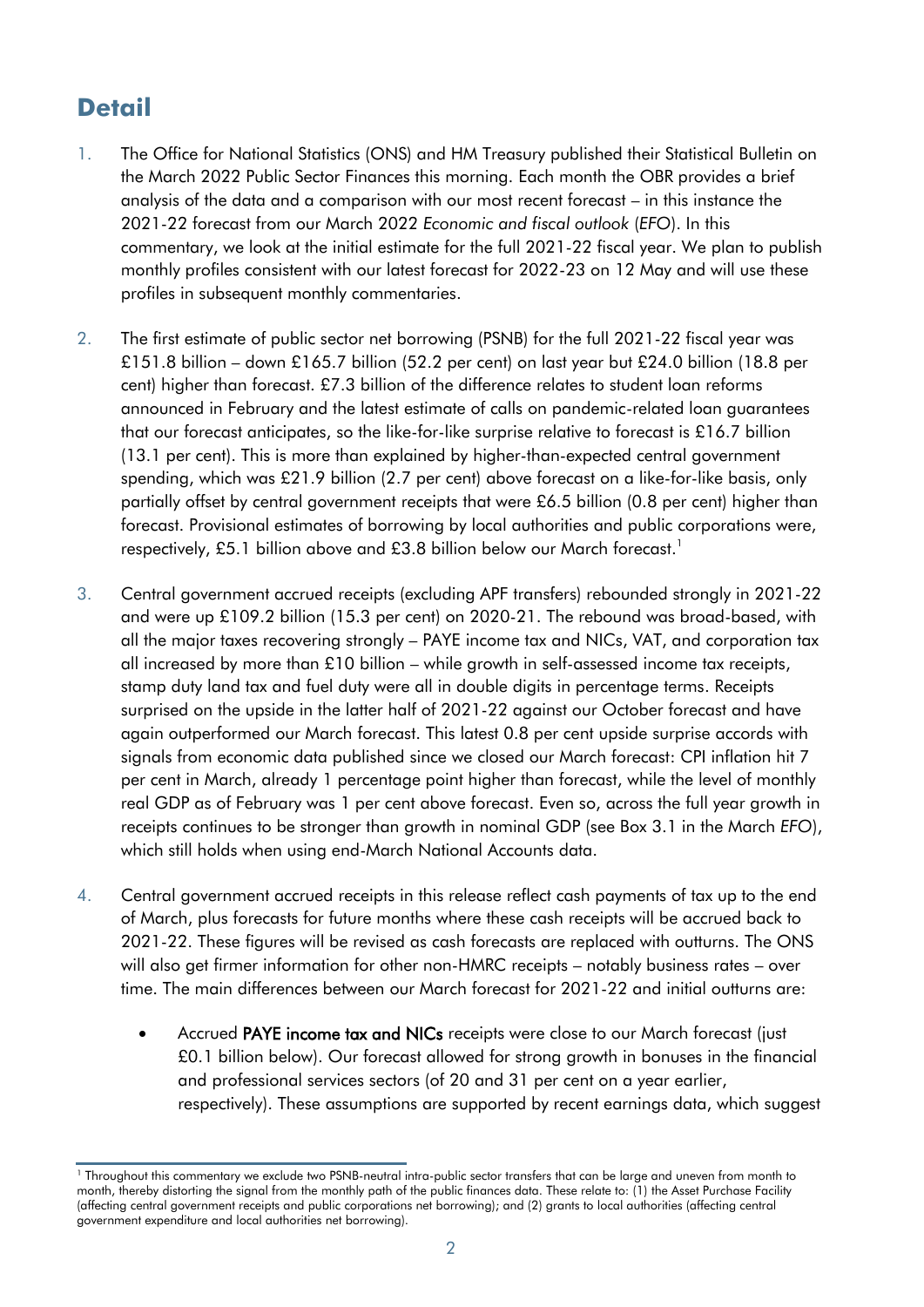## Detail

1. The Office for National Statistics (ONS) and HM Treasury published their Statistical Bulletin on the March 2022 Public Sector Finances this morning. Each month the OBR provides a brief analysis of the data and a comparison with our most recent forecast – in this instance the 2021-22 forecast from our March 2022 *Economic and fiscal outlook* (*EFO*). In this commentary, we look at the initial estimate for the full 2021-22 fiscal year. We plan to publish monthly profiles consistent with our latest forecast for 2022-23 on 12 May and will use these profiles in subsequent monthly commentaries.

2. The first estimate of public sector net borrowing (PSNB) for the full 2021-22 fiscal year was £151.8 billion – down £165.7 billion (52.2 per cent) on last year but £24.0 billion (18.8 per cent) higher than forecast. £7.3 billion of the difference relates to student loan reforms announced in February and the latest estimate of calls on pandemic-related loan guarantees that our forecast anticipates, so the like-for-like surprise relative to forecast is £16.7 billion (13.1 per cent). This is more than explained by higher-than-expected central government spending, which was £21.9 billion (2.7 per cent) above forecast on a like-for-like basis, only partially offset by central government receipts that were £6.5 billion (0.8 per cent) higher than forecast. Provisional estimates of borrowing by local authorities and public corporations were, respectively, £5.1 billion above and £3.8 billion below our March forecast.[1]

3. Central government accrued receipts (excluding APF transfers) rebounded strongly in 2021-22 and were up £109.2 billion (15.3 per cent) on 2020-21. The rebound was broad-based, with all the major taxes recovering strongly – PAYE income tax and NICs, VAT, and corporation tax all increased by more than £10 billion – while growth in self-assessed income tax receipts, stamp duty land tax and fuel duty were all in double digits in percentage terms. Receipts surprised on the upside in the latter half of 2021-22 against our October forecast and have again outperformed our March forecast. This latest 0.8 per cent upside surprise accords with signals from economic data published since we closed our March forecast: CPI inflation hit 7 per cent in March, already 1 percentage point higher than forecast, while the level of monthly real GDP as of February was 1 per cent above forecast. Even so, across the full year growth in receipts continues to be stronger than growth in nominal GDP (see Box 3.1 in the March *EFO*), which still holds when using end-March National Accounts data.

4. Central government accrued receipts in this release reflect cash payments of tax up to the end of March, plus forecasts for future months where these cash receipts will be accrued back to 2021-22. These figures will be revised as cash forecasts are replaced with outturns. The ONS will also get firmer information for other non-HMRC receipts – notably business rates – over time. The main differences between our March forecast for 2021-22 and initial outturns are:

   - Accrued **PAYE income tax and NICs** receipts were close to our March forecast (just £0.1 billion below). Our forecast allowed for strong growth in bonuses in the financial and professional services sectors (of 20 and 31 per cent on a year earlier, respectively). These assumptions are supported by recent earnings data, which suggest

---

[1] Throughout this commentary we exclude two PSNB-neutral intra-public sector transfers that can be large and uneven from month to month, thereby distorting the signal from the monthly path of the public finances data. These relate to: (1) the Asset Purchase Facility (affecting central government receipts and public corporations net borrowing); and (2) grants to local authorities (affecting central government expenditure and local authorities net borrowing).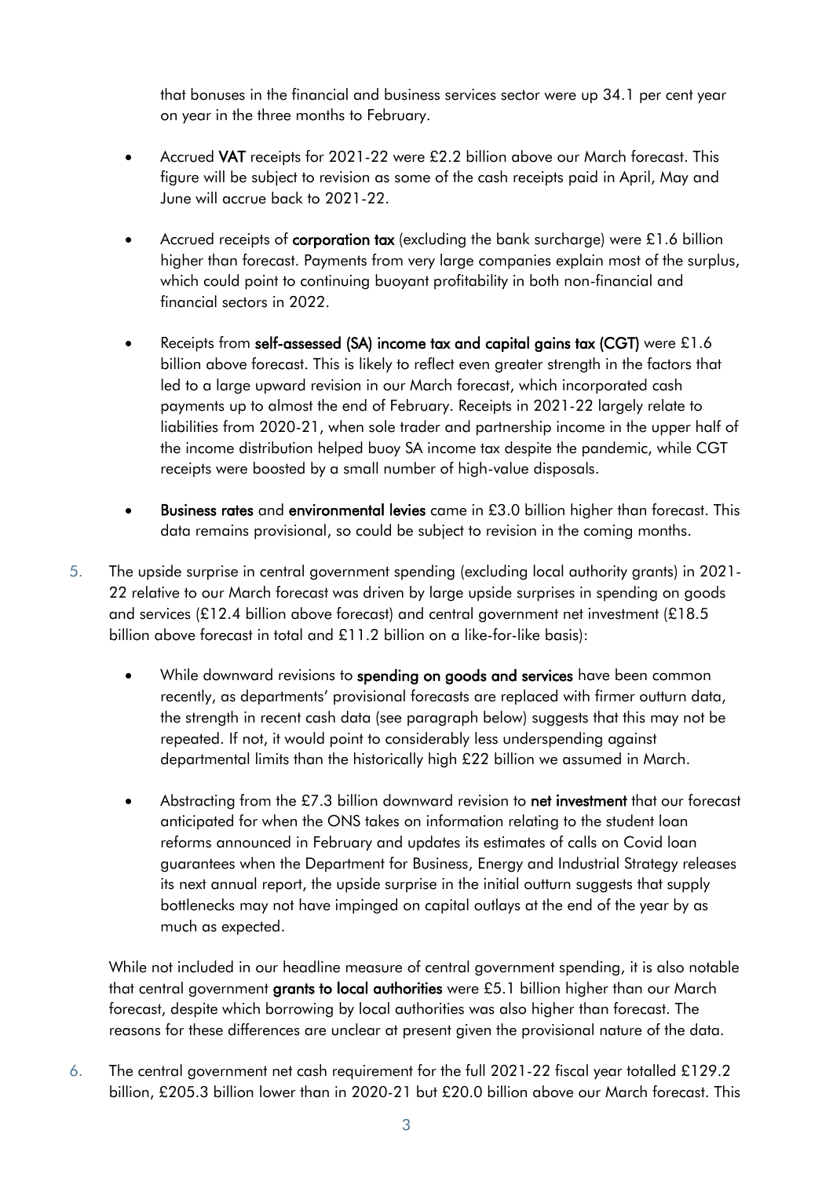that bonuses in the financial and business services sector were up 34.1 per cent year on year in the three months to February.

- Accrued **VAT** receipts for 2021-22 were £2.2 billion above our March forecast. This figure will be subject to revision as some of the cash receipts paid in April, May and June will accrue back to 2021-22.
- Accrued receipts of **corporation tax** (excluding the bank surcharge) were £1.6 billion higher than forecast. Payments from very large companies explain most of the surplus, which could point to continuing buoyant profitability in both non-financial and financial sectors in 2022.
- Receipts from **self-assessed (SA) income tax and capital gains tax (CGT)** were £1.6 billion above forecast. This is likely to reflect even greater strength in the factors that led to a large upward revision in our March forecast, which incorporated cash payments up to almost the end of February. Receipts in 2021-22 largely relate to liabilities from 2020-21, when sole trader and partnership income in the upper half of the income distribution helped buoy SA income tax despite the pandemic, while CGT receipts were boosted by a small number of high-value disposals.
- **Business rates** and **environmental levies** came in £3.0 billion higher than forecast. This data remains provisional, so could be subject to revision in the coming months.

5. The upside surprise in central government spending (excluding local authority grants) in 2021-22 relative to our March forecast was driven by large upside surprises in spending on goods and services (£12.4 billion above forecast) and central government net investment (£18.5 billion above forecast in total and £11.2 billion on a like-for-like basis):

    - While downward revisions to **spending on goods and services** have been common recently, as departments' provisional forecasts are replaced with firmer outturn data, the strength in recent cash data (see paragraph below) suggests that this may not be repeated. If not, it would point to considerably less underspending against departmental limits than the historically high £22 billion we assumed in March.
    - Abstracting from the £7.3 billion downward revision to **net investment** that our forecast anticipated for when the ONS takes on information relating to the student loan reforms announced in February and updates its estimates of calls on Covid loan guarantees when the Department for Business, Energy and Industrial Strategy releases its next annual report, the upside surprise in the initial outturn suggests that supply bottlenecks may not have impinged on capital outlays at the end of the year by as much as expected.

    While not included in our headline measure of central government spending, it is also notable that central government **grants to local authorities** were £5.1 billion higher than our March forecast, despite which borrowing by local authorities was also higher than forecast. The reasons for these differences are unclear at present given the provisional nature of the data.

6. The central government net cash requirement for the full 2021-22 fiscal year totalled £129.2 billion, £205.3 billion lower than in 2020-21 but £20.0 billion above our March forecast. This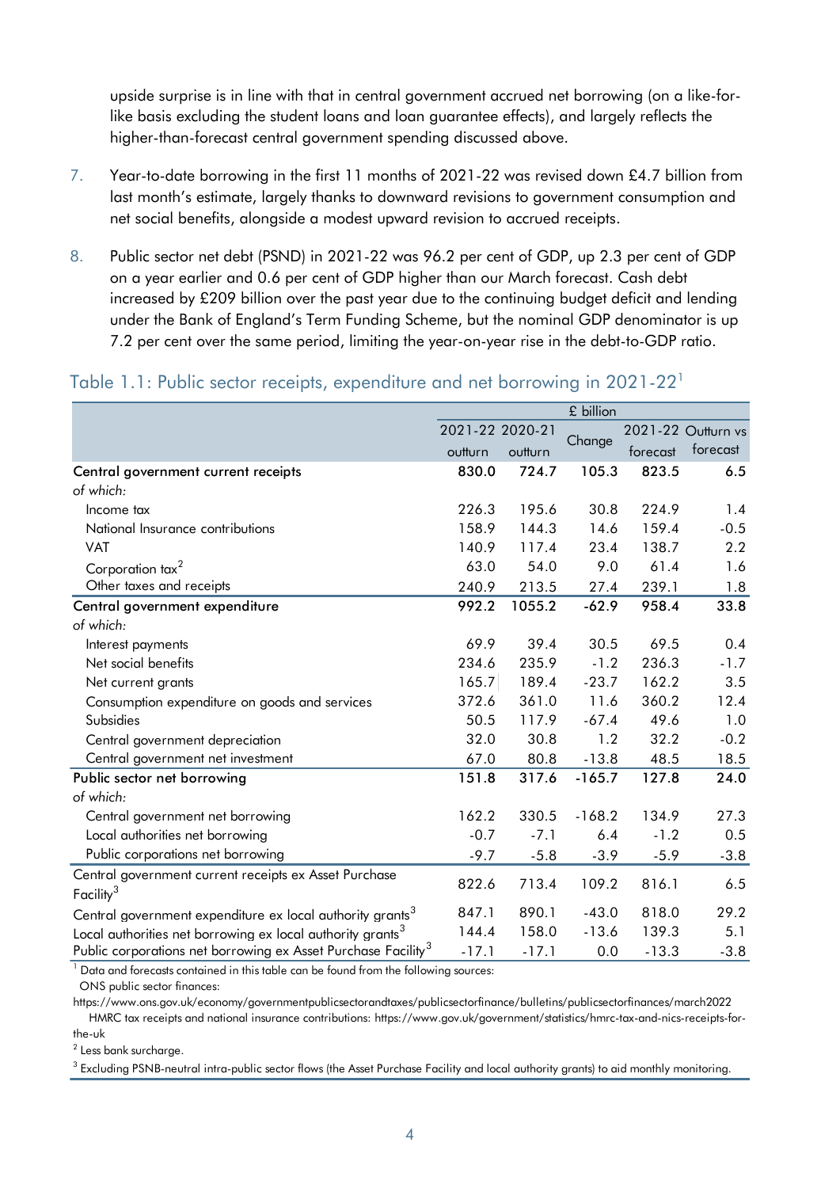upside surprise is in line with that in central government accrued net borrowing (on a like-for-like basis excluding the student loans and loan guarantee effects), and largely reflects the higher-than-forecast central government spending discussed above.

7. Year-to-date borrowing in the first 11 months of 2021-22 was revised down £4.7 billion from last month's estimate, largely thanks to downward revisions to government consumption and net social benefits, alongside a modest upward revision to accrued receipts.

8. Public sector net debt (PSND) in 2021-22 was 96.2 per cent of GDP, up 2.3 per cent of GDP on a year earlier and 0.6 per cent of GDP higher than our March forecast. Cash debt increased by £209 billion over the past year due to the continuing budget deficit and lending under the Bank of England's Term Funding Scheme, but the nominal GDP denominator is up 7.2 per cent over the same period, limiting the year-on-year rise in the debt-to-GDP ratio.

## Table 1.1: Public sector receipts, expenditure and net borrowing in 2021-22[1]

| | £ billion | | | | |
|---|---|---|---|---|---|
| | 2021-22 outturn | 2020-21 outturn | Change | 2021-22 forecast | Outturn vs forecast |
| **Central government current receipts** | **830.0** | **724.7** | **105.3** | **823.5** | **6.5** |
| *of which:* | | | | | |
| Income tax | 226.3 | 195.6 | 30.8 | 224.9 | 1.4 |
| National Insurance contributions | 158.9 | 144.3 | 14.6 | 159.4 | -0.5 |
| VAT | 140.9 | 117.4 | 23.4 | 138.7 | 2.2 |
| Corporation tax[2] | 63.0 | 54.0 | 9.0 | 61.4 | 1.6 |
| Other taxes and receipts | 240.9 | 213.5 | 27.4 | 239.1 | 1.8 |
| **Central government expenditure** | **992.2** | **1055.2** | **-62.9** | **958.4** | **33.8** |
| *of which:* | | | | | |
| Interest payments | 69.9 | 39.4 | 30.5 | 69.5 | 0.4 |
| Net social benefits | 234.6 | 235.9 | -1.2 | 236.3 | -1.7 |
| Net current grants | 165.7 | 189.4 | -23.7 | 162.2 | 3.5 |
| Consumption expenditure on goods and services | 372.6 | 361.0 | 11.6 | 360.2 | 12.4 |
| Subsidies | 50.5 | 117.9 | -67.4 | 49.6 | 1.0 |
| Central government depreciation | 32.0 | 30.8 | 1.2 | 32.2 | -0.2 |
| Central government net investment | 67.0 | 80.8 | -13.8 | 48.5 | 18.5 |
| **Public sector net borrowing** | **151.8** | **317.6** | **-165.7** | **127.8** | **24.0** |
| *of which:* | | | | | |
| Central government net borrowing | 162.2 | 330.5 | -168.2 | 134.9 | 27.3 |
| Local authorities net borrowing | -0.7 | -7.1 | 6.4 | -1.2 | 0.5 |
| Public corporations net borrowing | -9.7 | -5.8 | -3.9 | -5.9 | -3.8 |
| Central government current receipts ex Asset Purchase Facility[3] | 822.6 | 713.4 | 109.2 | 816.1 | 6.5 |
| Central government expenditure ex local authority grants[3] | 847.1 | 890.1 | -43.0 | 818.0 | 29.2 |
| Local authorities net borrowing ex local authority grants[3] | 144.4 | 158.0 | -13.6 | 139.3 | 5.1 |
| Public corporations net borrowing ex Asset Purchase Facility[3] | -17.1 | -17.1 | 0.0 | -13.3 | -3.8 |

[1] Data and forecasts contained in this table can be found from the following sources:
ONS public sector finances:
https://www.ons.gov.uk/economy/governmentpublicsectorandtaxes/publicsectorfinance/bulletins/publicsectorfinances/march2022
HMRC tax receipts and national insurance contributions: https://www.gov.uk/government/statistics/hmrc-tax-and-nics-receipts-for-the-uk

[2] Less bank surcharge.

[3] Excluding PSNB-neutral intra-public sector flows (the Asset Purchase Facility and local authority grants) to aid monthly monitoring.